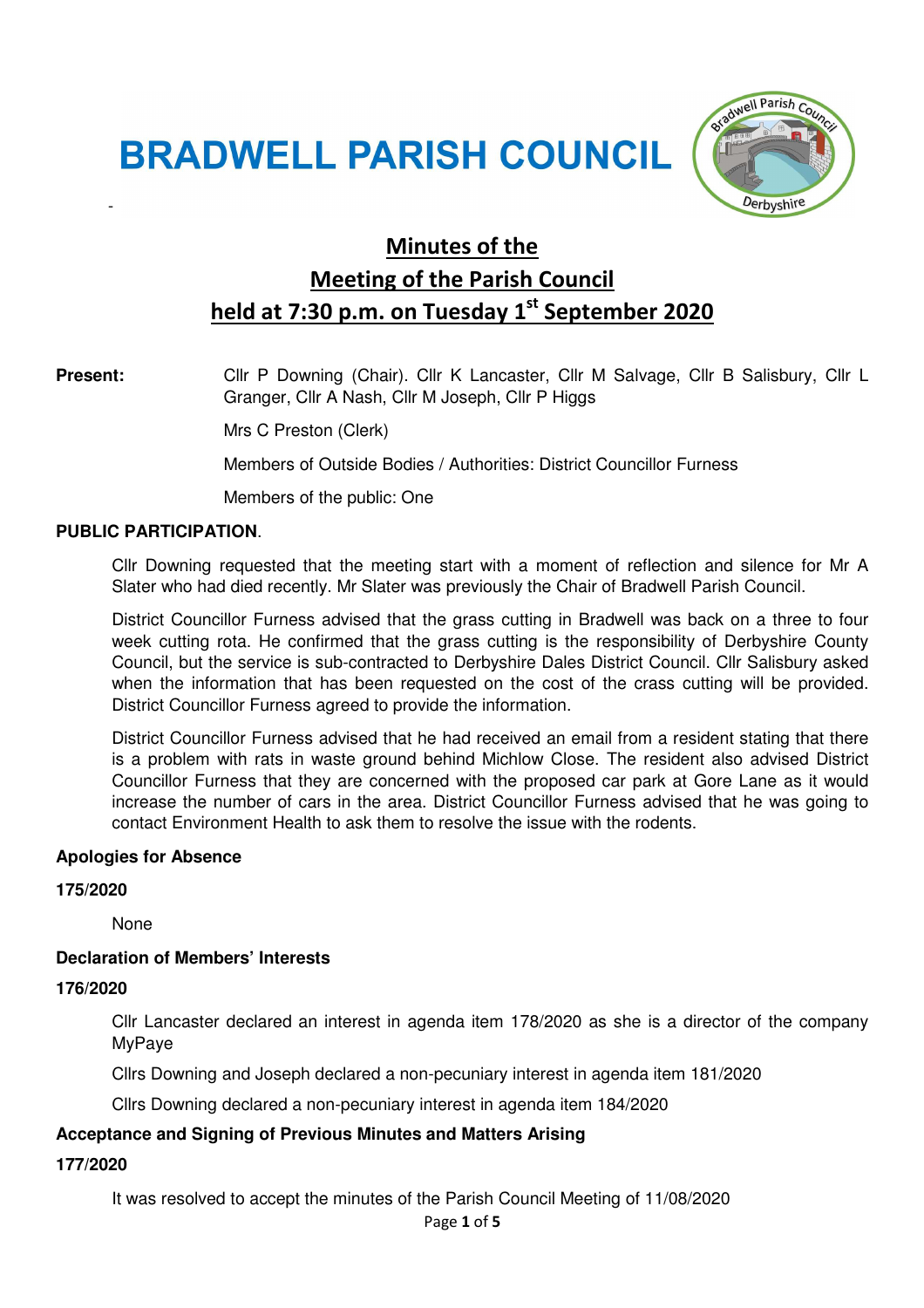# BRADWELL PARISH COUNCIL

## Minutes of the Meeting of the Parish Council held at 7:30 p.m. on Tuesday 1st September 2020

**Present:** Cllr P Downing (Chair). Cllr K Lancaster, Cllr M Salvage, Cllr B Salisbury, Cllr L Granger, Cllr A Nash, Cllr M Joseph, Cllr P Higgs

Mrs C Preston (Clerk)

Members of Outside Bodies / Authorities: District Councillor Furness

Members of the public: One

**PUBLIC PARTICIPATION**.

Cllr Downing requested that the meeting start with a moment of reflection and silence for Mr A Slater who had died recently. Mr Slater was previously the Chair of Bradwell Parish Council.

District Councillor Furness advised that the grass cutting in Bradwell was back on a three to four week cutting rota. He confirmed that the grass cutting is the responsibility of Derbyshire County Council, but the service is sub-contracted to Derbyshire Dales District Council. Cllr Salisbury asked when the information that has been requested on the cost of the crass cutting will be provided. District Councillor Furness agreed to provide the information.

District Councillor Furness advised that he had received an email from a resident stating that there is a problem with rats in waste ground behind Michlow Close. The resident also advised District Councillor Furness that they are concerned with the proposed car park at Gore Lane as it would increase the number of cars in the area. District Councillor Furness advised that he was going to contact Environment Health to ask them to resolve the issue with the rodents.

**Apologies for Absence**

**175/2020**

None

**Declaration of Members' Interests**

**176/2020**

Cllr Lancaster declared an interest in agenda item 178/2020 as she is a director of the company MyPaye

Cllrs Downing and Joseph declared a non-pecuniary interest in agenda item 181/2020

Cllrs Downing declared a non-pecuniary interest in agenda item 184/2020

**Acceptance and Signing of Previous Minutes and Matters Arising**

**177/2020**

It was resolved to accept the minutes of the Parish Council Meeting of 11/08/2020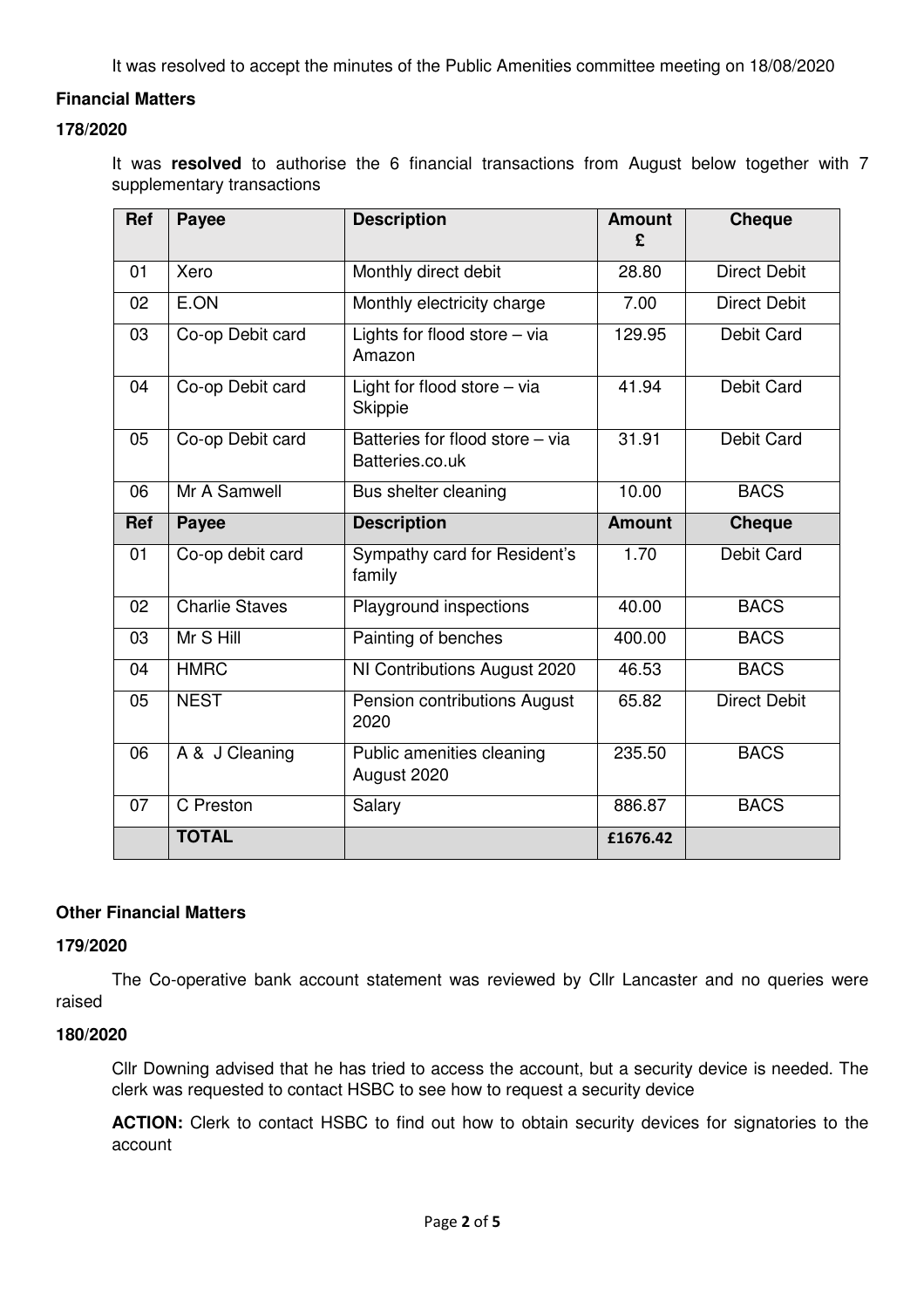It was resolved to accept the minutes of the Public Amenities committee meeting on 18/08/2020

**Financial Matters**

**178/2020**

It was **resolved** to authorise the 6 financial transactions from August below together with 7 supplementary transactions

| Ref | Payee | Description | Amount £ | Cheque |
|---|---|---|---|---|
| 01 | Xero | Monthly direct debit | 28.80 | Direct Debit |
| 02 | E.ON | Monthly electricity charge | 7.00 | Direct Debit |
| 03 | Co-op Debit card | Lights for flood store – via Amazon | 129.95 | Debit Card |
| 04 | Co-op Debit card | Light for flood store – via Skippie | 41.94 | Debit Card |
| 05 | Co-op Debit card | Batteries for flood store – via Batteries.co.uk | 31.91 | Debit Card |
| 06 | Mr A Samwell | Bus shelter cleaning | 10.00 | BACS |
| **Ref** | **Payee** | **Description** | **Amount** | **Cheque** |
| 01 | Co-op debit card | Sympathy card for Resident's family | 1.70 | Debit Card |
| 02 | Charlie Staves | Playground inspections | 40.00 | BACS |
| 03 | Mr S Hill | Painting of benches | 400.00 | BACS |
| 04 | HMRC | NI Contributions August 2020 | 46.53 | BACS |
| 05 | NEST | Pension contributions August 2020 | 65.82 | Direct Debit |
| 06 | A & J Cleaning | Public amenities cleaning August 2020 | 235.50 | BACS |
| 07 | C Preston | Salary | 886.87 | BACS |
| | **TOTAL** | | **£1676.42** | |

**Other Financial Matters**

**179/2020**

The Co-operative bank account statement was reviewed by Cllr Lancaster and no queries were raised

**180/2020**

Cllr Downing advised that he has tried to access the account, but a security device is needed. The clerk was requested to contact HSBC to see how to request a security device

**ACTION:** Clerk to contact HSBC to find out how to obtain security devices for signatories to the account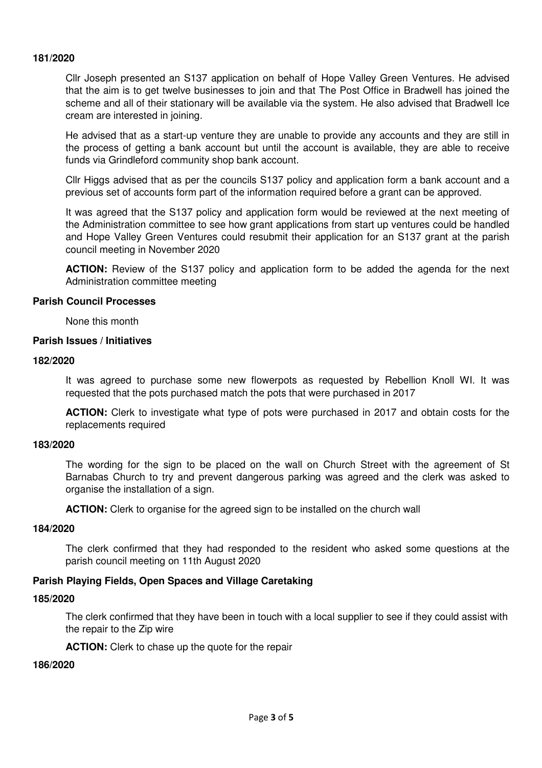**181/2020**

Cllr Joseph presented an S137 application on behalf of Hope Valley Green Ventures. He advised that the aim is to get twelve businesses to join and that The Post Office in Bradwell has joined the scheme and all of their stationary will be available via the system. He also advised that Bradwell Ice cream are interested in joining.

He advised that as a start-up venture they are unable to provide any accounts and they are still in the process of getting a bank account but until the account is available, they are able to receive funds via Grindleford community shop bank account.

Cllr Higgs advised that as per the councils S137 policy and application form a bank account and a previous set of accounts form part of the information required before a grant can be approved.

It was agreed that the S137 policy and application form would be reviewed at the next meeting of the Administration committee to see how grant applications from start up ventures could be handled and Hope Valley Green Ventures could resubmit their application for an S137 grant at the parish council meeting in November 2020

**ACTION:** Review of the S137 policy and application form to be added the agenda for the next Administration committee meeting

**Parish Council Processes**

None this month

**Parish Issues / Initiatives**

**182/2020**

It was agreed to purchase some new flowerpots as requested by Rebellion Knoll WI. It was requested that the pots purchased match the pots that were purchased in 2017

**ACTION:** Clerk to investigate what type of pots were purchased in 2017 and obtain costs for the replacements required

**183/2020**

The wording for the sign to be placed on the wall on Church Street with the agreement of St Barnabas Church to try and prevent dangerous parking was agreed and the clerk was asked to organise the installation of a sign.

**ACTION:** Clerk to organise for the agreed sign to be installed on the church wall

**184/2020**

The clerk confirmed that they had responded to the resident who asked some questions at the parish council meeting on 11th August 2020

**Parish Playing Fields, Open Spaces and Village Caretaking**

**185/2020**

The clerk confirmed that they have been in touch with a local supplier to see if they could assist with the repair to the Zip wire

**ACTION:** Clerk to chase up the quote for the repair

**186/2020**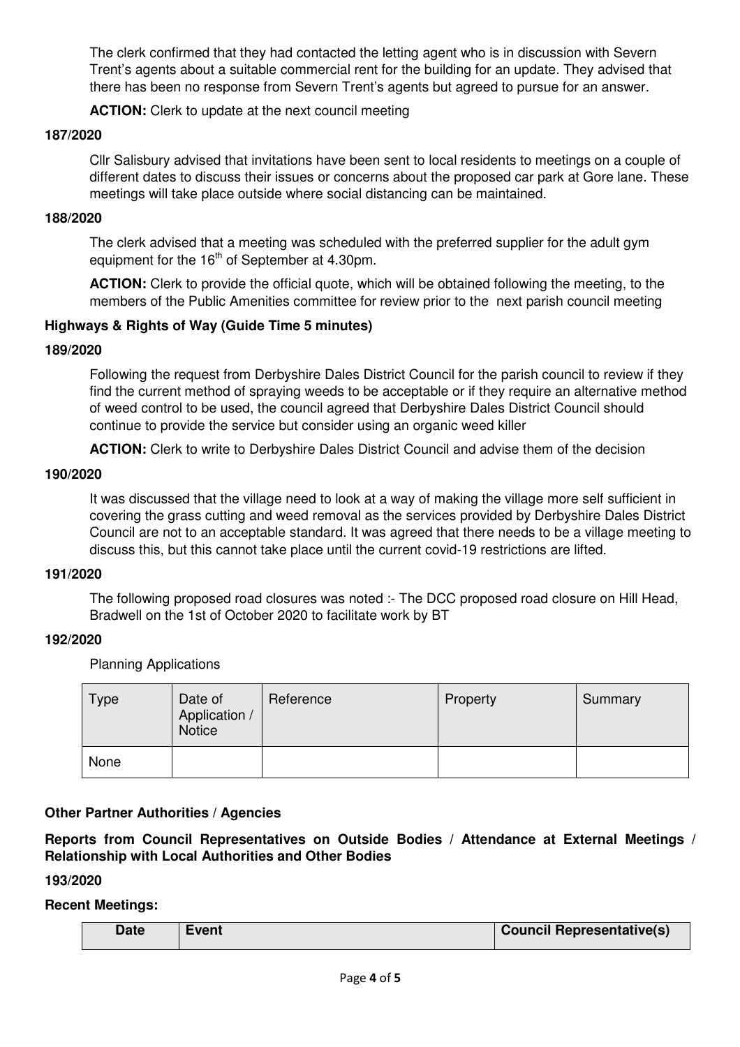The clerk confirmed that they had contacted the letting agent who is in discussion with Severn Trent's agents about a suitable commercial rent for the building for an update. They advised that there has been no response from Severn Trent's agents but agreed to pursue for an answer.

**ACTION:** Clerk to update at the next council meeting

**187/2020**

Cllr Salisbury advised that invitations have been sent to local residents to meetings on a couple of different dates to discuss their issues or concerns about the proposed car park at Gore lane. These meetings will take place outside where social distancing can be maintained.

**188/2020**

The clerk advised that a meeting was scheduled with the preferred supplier for the adult gym equipment for the 16th of September at 4.30pm.

**ACTION:** Clerk to provide the official quote, which will be obtained following the meeting, to the members of the Public Amenities committee for review prior to the next parish council meeting

**Highways & Rights of Way (Guide Time 5 minutes)**

**189/2020**

Following the request from Derbyshire Dales District Council for the parish council to review if they find the current method of spraying weeds to be acceptable or if they require an alternative method of weed control to be used, the council agreed that Derbyshire Dales District Council should continue to provide the service but consider using an organic weed killer

**ACTION:** Clerk to write to Derbyshire Dales District Council and advise them of the decision

**190/2020**

It was discussed that the village need to look at a way of making the village more self sufficient in covering the grass cutting and weed removal as the services provided by Derbyshire Dales District Council are not to an acceptable standard. It was agreed that there needs to be a village meeting to discuss this, but this cannot take place until the current covid-19 restrictions are lifted.

**191/2020**

The following proposed road closures was noted :- The DCC proposed road closure on Hill Head, Bradwell on the 1st of October 2020 to facilitate work by BT

**192/2020**

Planning Applications

| Type | Date of Application / Notice | Reference | Property | Summary |
|---|---|---|---|---|
| None | | | | |

**Other Partner Authorities / Agencies**

**Reports from Council Representatives on Outside Bodies / Attendance at External Meetings / Relationship with Local Authorities and Other Bodies**

**193/2020**

**Recent Meetings:**

| Date | Event | Council Representative(s) |
|---|---|---|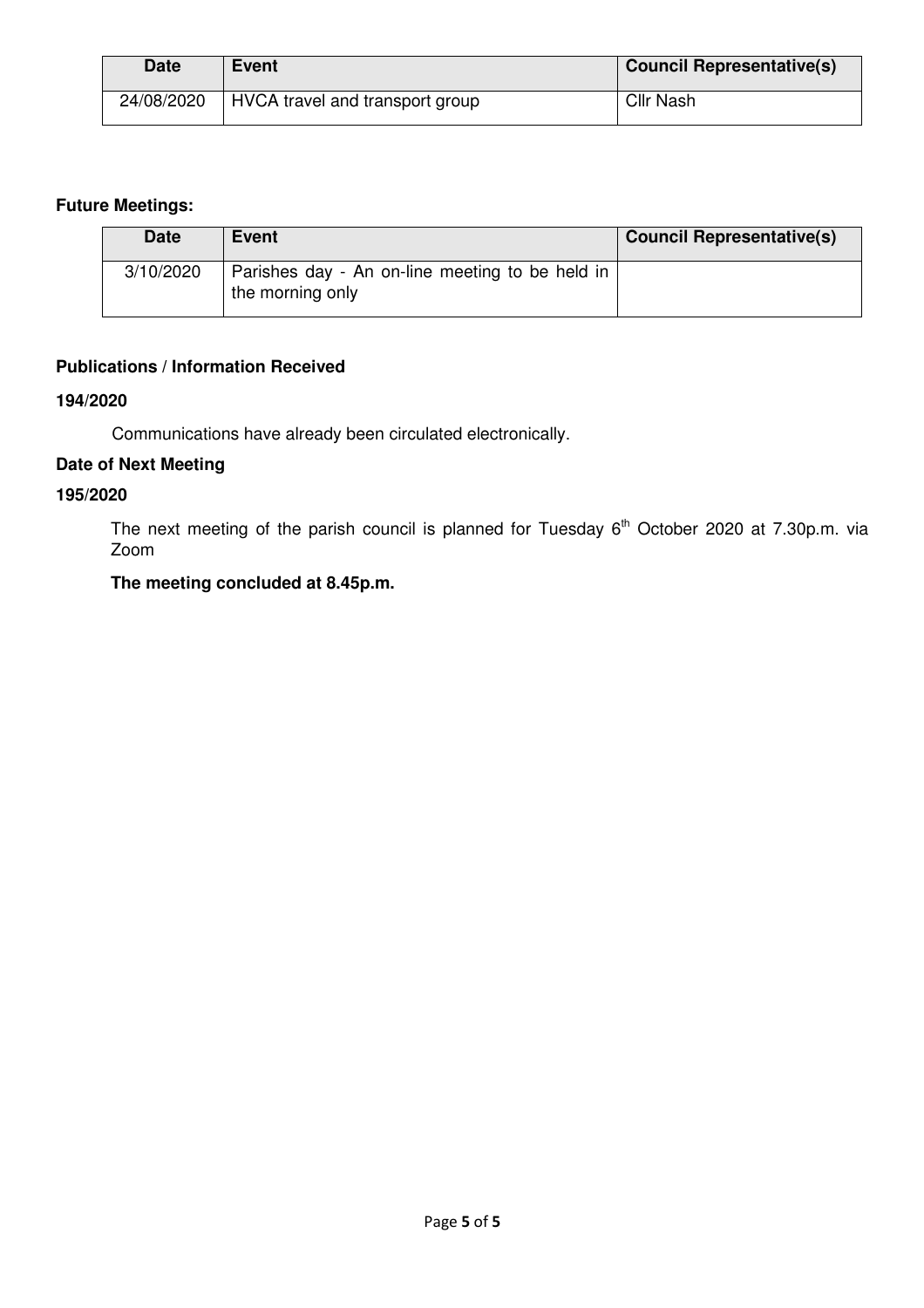| Date | Event | Council Representative(s) |
| --- | --- | --- |
| 24/08/2020 | HVCA travel and transport group | Cllr Nash |

**Future Meetings:**

| Date | Event | Council Representative(s) |
| --- | --- | --- |
| 3/10/2020 | Parishes day - An on-line meeting to be held in the morning only | |

**Publications / Information Received**

**194/2020**

Communications have already been circulated electronically.

**Date of Next Meeting**

**195/2020**

The next meeting of the parish council is planned for Tuesday 6th October 2020 at 7.30p.m. via Zoom

**The meeting concluded at 8.45p.m.**